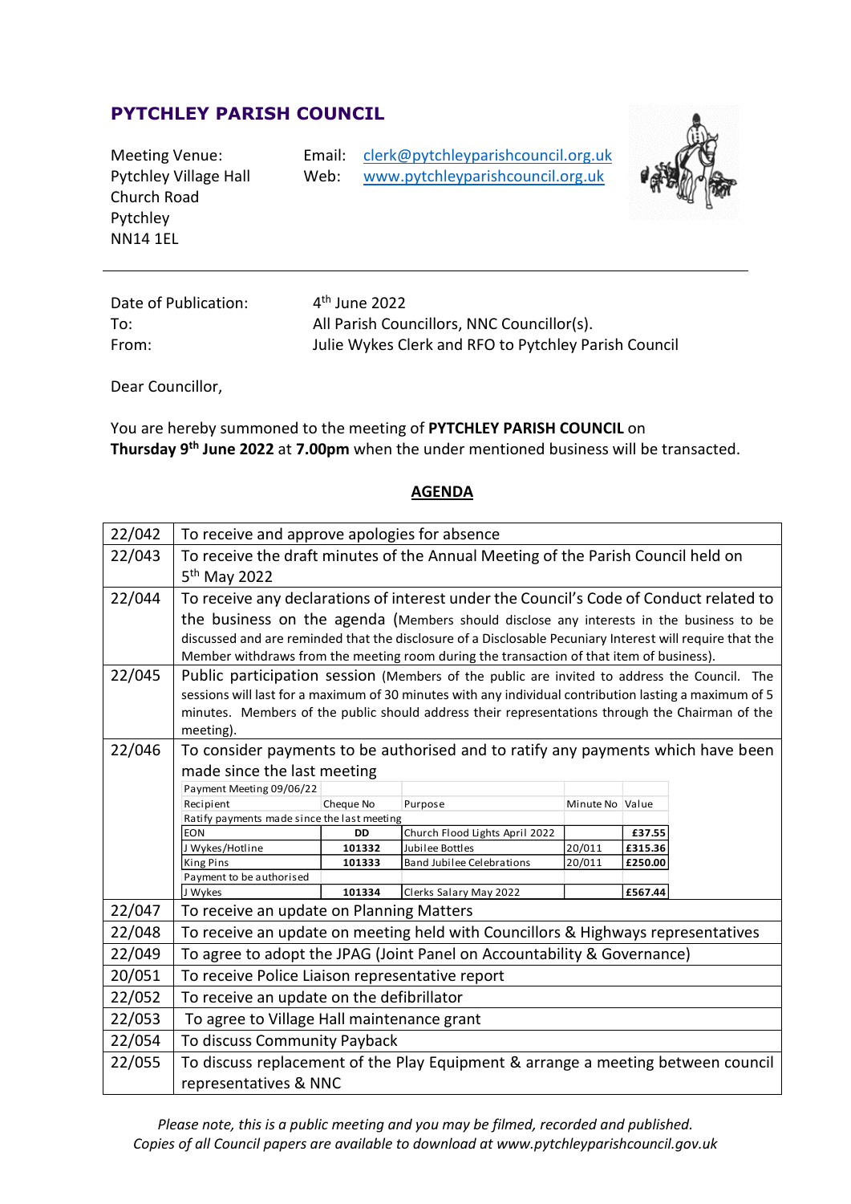# PYTCHLEY PARISH COUNCIL

Meeting Venue:
Pytchley Village Hall
Church Road
Pytchley
NN14 1EL

Email: clerk@pytchleyparishcouncil.org.uk
Web: www.pytchleyparishcouncil.org.uk

---

Date of Publication: 4th June 2022
To: All Parish Councillors, NNC Councillor(s).
From: Julie Wykes Clerk and RFO to Pytchley Parish Council

Dear Councillor,

You are hereby summoned to the meeting of **PYTCHLEY PARISH COUNCIL** on **Thursday 9th June 2022** at **7.00pm** when the under mentioned business will be transacted.

## AGENDA

| | |
|---|---|
| 22/042 | To receive and approve apologies for absence |
| 22/043 | To receive the draft minutes of the Annual Meeting of the Parish Council held on 5th May 2022 |
| 22/044 | To receive any declarations of interest under the Council's Code of Conduct related to the business on the agenda (Members should disclose any interests in the business to be discussed and are reminded that the disclosure of a Disclosable Pecuniary Interest will require that the Member withdraws from the meeting room during the transaction of that item of business). |
| 22/045 | Public participation session (Members of the public are invited to address the Council. The sessions will last for a maximum of 30 minutes with any individual contribution lasting a maximum of 5 minutes. Members of the public should address their representations through the Chairman of the meeting). |
| 22/046 | To consider payments to be authorised and to ratify any payments which have been made since the last meeting |

| Payment Meeting 09/06/22 | | | | |
|---|---|---|---|---|
| Recipient | Cheque No | Purpose | Minute No | Value |
| Ratify payments made since the last meeting | | | | |
| EON | DD | Church Flood Lights April 2022 | | £37.55 |
| J Wykes/Hotline | 101332 | Jubilee Bottles | 20/011 | £315.36 |
| King Pins | 101333 | Band Jubilee Celebrations | 20/011 | £250.00 |
| Payment to be authorised | | | | |
| J Wykes | 101334 | Clerks Salary May 2022 | | £567.44 |

| | |
|---|---|
| 22/047 | To receive an update on Planning Matters |
| 22/048 | To receive an update on meeting held with Councillors & Highways representatives |
| 22/049 | To agree to adopt the JPAG (Joint Panel on Accountability & Governance) |
| 20/051 | To receive Police Liaison representative report |
| 22/052 | To receive an update on the defibrillator |
| 22/053 | To agree to Village Hall maintenance grant |
| 22/054 | To discuss Community Payback |
| 22/055 | To discuss replacement of the Play Equipment & arrange a meeting between council representatives & NNC |

*Please note, this is a public meeting and you may be filmed, recorded and published.*
*Copies of all Council papers are available to download at www.pytchleyparishcouncil.gov.uk*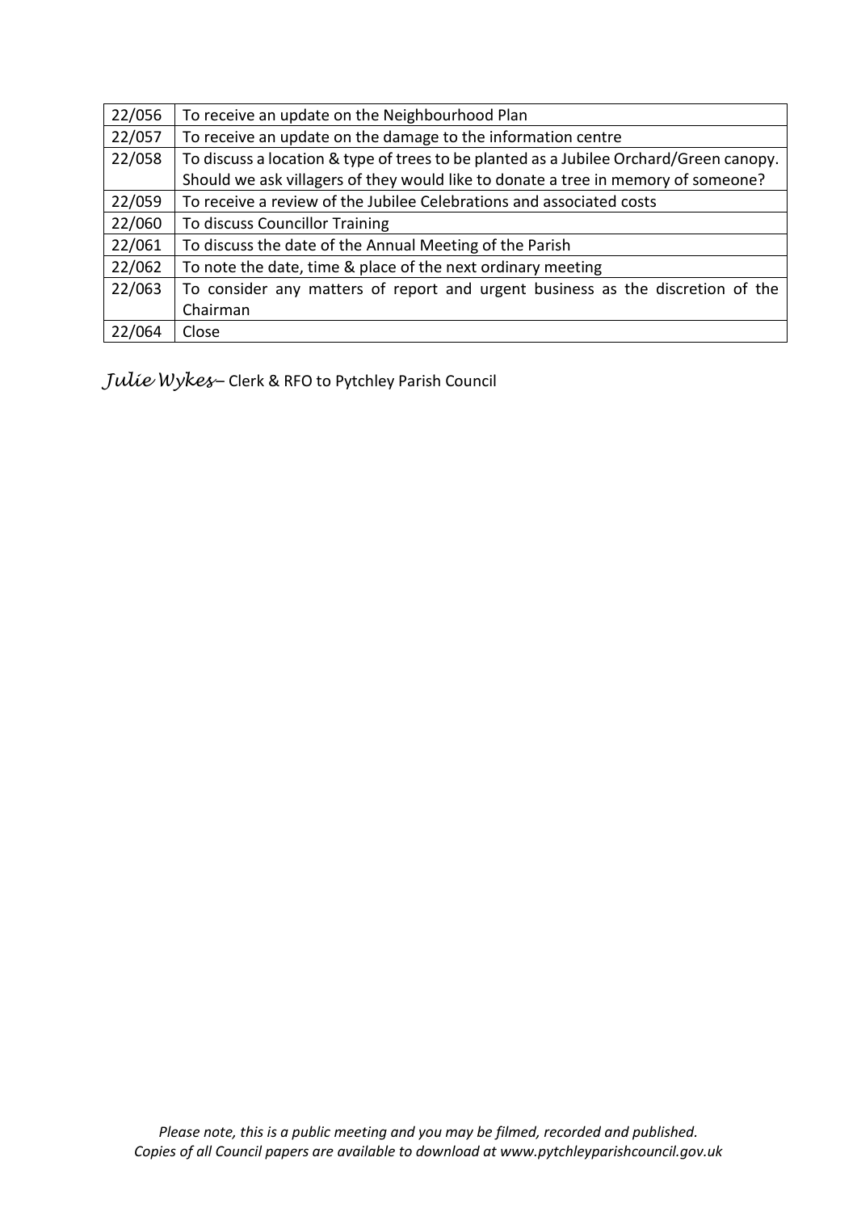| | |
|---|---|
| 22/056 | To receive an update on the Neighbourhood Plan |
| 22/057 | To receive an update on the damage to the information centre |
| 22/058 | To discuss a location & type of trees to be planted as a Jubilee Orchard/Green canopy. Should we ask villagers of they would like to donate a tree in memory of someone? |
| 22/059 | To receive a review of the Jubilee Celebrations and associated costs |
| 22/060 | To discuss Councillor Training |
| 22/061 | To discuss the date of the Annual Meeting of the Parish |
| 22/062 | To note the date, time & place of the next ordinary meeting |
| 22/063 | To consider any matters of report and urgent business as the discretion of the Chairman |
| 22/064 | Close |

*Julie Wykes* – Clerk & RFO to Pytchley Parish Council

*Please note, this is a public meeting and you may be filmed, recorded and published.*
*Copies of all Council papers are available to download at www.pytchleyparishcouncil.gov.uk*